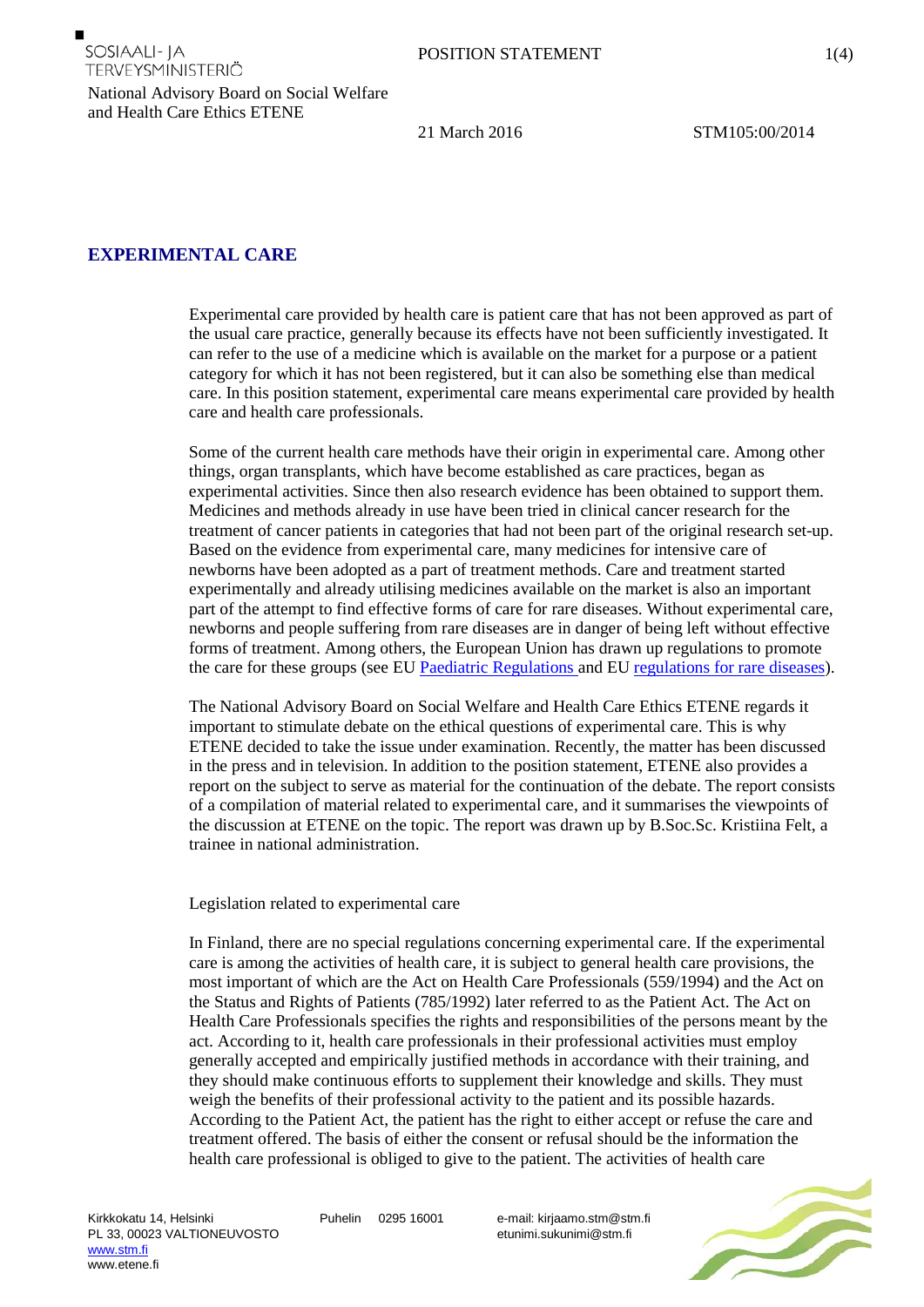# EXPERIMENTAL CARE

Experimental care provided by health care is patient care that has not been approved as part of the usual care practice, generally because its effects have not been sufficiently investigated. It can refer to the use of a medicine which is available on the market for a purpose or a patient category for which it has not been registered, but it can also be something else than medical care. In this position statement, experimental care means experimental care provided by health care and health care professionals.

Some of the current health care methods have their origin in experimental care. Among other things, organ transplants, which have become established as care practices, began as experimental activities. Since then also research evidence has been obtained to support them. Medicines and methods already in use have been tried in clinical cancer research for the treatment of cancer patients in categories that had not been part of the original research set-up. Based on the evidence from experimental care, many medicines for intensive care of newborns have been adopted as a part of treatment methods. Care and treatment started experimentally and already utilising medicines available on the market is also an important part of the attempt to find effective forms of care for rare diseases. Without experimental care, newborns and people suffering from rare diseases are in danger of being left without effective forms of treatment. Among others, the European Union has drawn up regulations to promote the care for these groups (see EU Paediatric Regulations and EU regulations for rare diseases).

The National Advisory Board on Social Welfare and Health Care Ethics ETENE regards it important to stimulate debate on the ethical questions of experimental care. This is why ETENE decided to take the issue under examination. Recently, the matter has been discussed in the press and in television. In addition to the position statement, ETENE also provides a report on the subject to serve as material for the continuation of the debate. The report consists of a compilation of material related to experimental care, and it summarises the viewpoints of the discussion at ETENE on the topic. The report was drawn up by B.Soc.Sc. Kristiina Felt, a trainee in national administration.

## Legislation related to experimental care

In Finland, there are no special regulations concerning experimental care. If the experimental care is among the activities of health care, it is subject to general health care provisions, the most important of which are the Act on Health Care Professionals (559/1994) and the Act on the Status and Rights of Patients (785/1992) later referred to as the Patient Act. The Act on Health Care Professionals specifies the rights and responsibilities of the persons meant by the act. According to it, health care professionals in their professional activities must employ generally accepted and empirically justified methods in accordance with their training, and they should make continuous efforts to supplement their knowledge and skills. They must weigh the benefits of their professional activity to the patient and its possible hazards. According to the Patient Act, the patient has the right to either accept or refuse the care and treatment offered. The basis of either the consent or refusal should be the information the health care professional is obliged to give to the patient. The activities of health care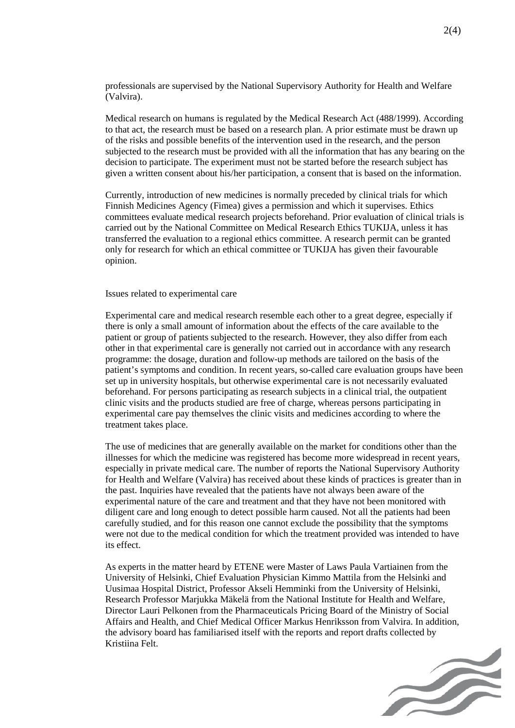professionals are supervised by the National Supervisory Authority for Health and Welfare (Valvira).

Medical research on humans is regulated by the Medical Research Act (488/1999). According to that act, the research must be based on a research plan. A prior estimate must be drawn up of the risks and possible benefits of the intervention used in the research, and the person subjected to the research must be provided with all the information that has any bearing on the decision to participate. The experiment must not be started before the research subject has given a written consent about his/her participation, a consent that is based on the information.

Currently, introduction of new medicines is normally preceded by clinical trials for which Finnish Medicines Agency (Fimea) gives a permission and which it supervises. Ethics committees evaluate medical research projects beforehand. Prior evaluation of clinical trials is carried out by the National Committee on Medical Research Ethics TUKIJA, unless it has transferred the evaluation to a regional ethics committee. A research permit can be granted only for research for which an ethical committee or TUKIJA has given their favourable opinion.

## Issues related to experimental care

Experimental care and medical research resemble each other to a great degree, especially if there is only a small amount of information about the effects of the care available to the patient or group of patients subjected to the research. However, they also differ from each other in that experimental care is generally not carried out in accordance with any research programme: the dosage, duration and follow-up methods are tailored on the basis of the patient's symptoms and condition. In recent years, so-called care evaluation groups have been set up in university hospitals, but otherwise experimental care is not necessarily evaluated beforehand. For persons participating as research subjects in a clinical trial, the outpatient clinic visits and the products studied are free of charge, whereas persons participating in experimental care pay themselves the clinic visits and medicines according to where the treatment takes place.

The use of medicines that are generally available on the market for conditions other than the illnesses for which the medicine was registered has become more widespread in recent years, especially in private medical care. The number of reports the National Supervisory Authority for Health and Welfare (Valvira) has received about these kinds of practices is greater than in the past. Inquiries have revealed that the patients have not always been aware of the experimental nature of the care and treatment and that they have not been monitored with diligent care and long enough to detect possible harm caused. Not all the patients had been carefully studied, and for this reason one cannot exclude the possibility that the symptoms were not due to the medical condition for which the treatment provided was intended to have its effect.

As experts in the matter heard by ETENE were Master of Laws Paula Vartiainen from the University of Helsinki, Chief Evaluation Physician Kimmo Mattila from the Helsinki and Uusimaa Hospital District, Professor Akseli Hemminki from the University of Helsinki, Research Professor Marjukka Mäkelä from the National Institute for Health and Welfare, Director Lauri Pelkonen from the Pharmaceuticals Pricing Board of the Ministry of Social Affairs and Health, and Chief Medical Officer Markus Henriksson from Valvira. In addition, the advisory board has familiarised itself with the reports and report drafts collected by Kristiina Felt.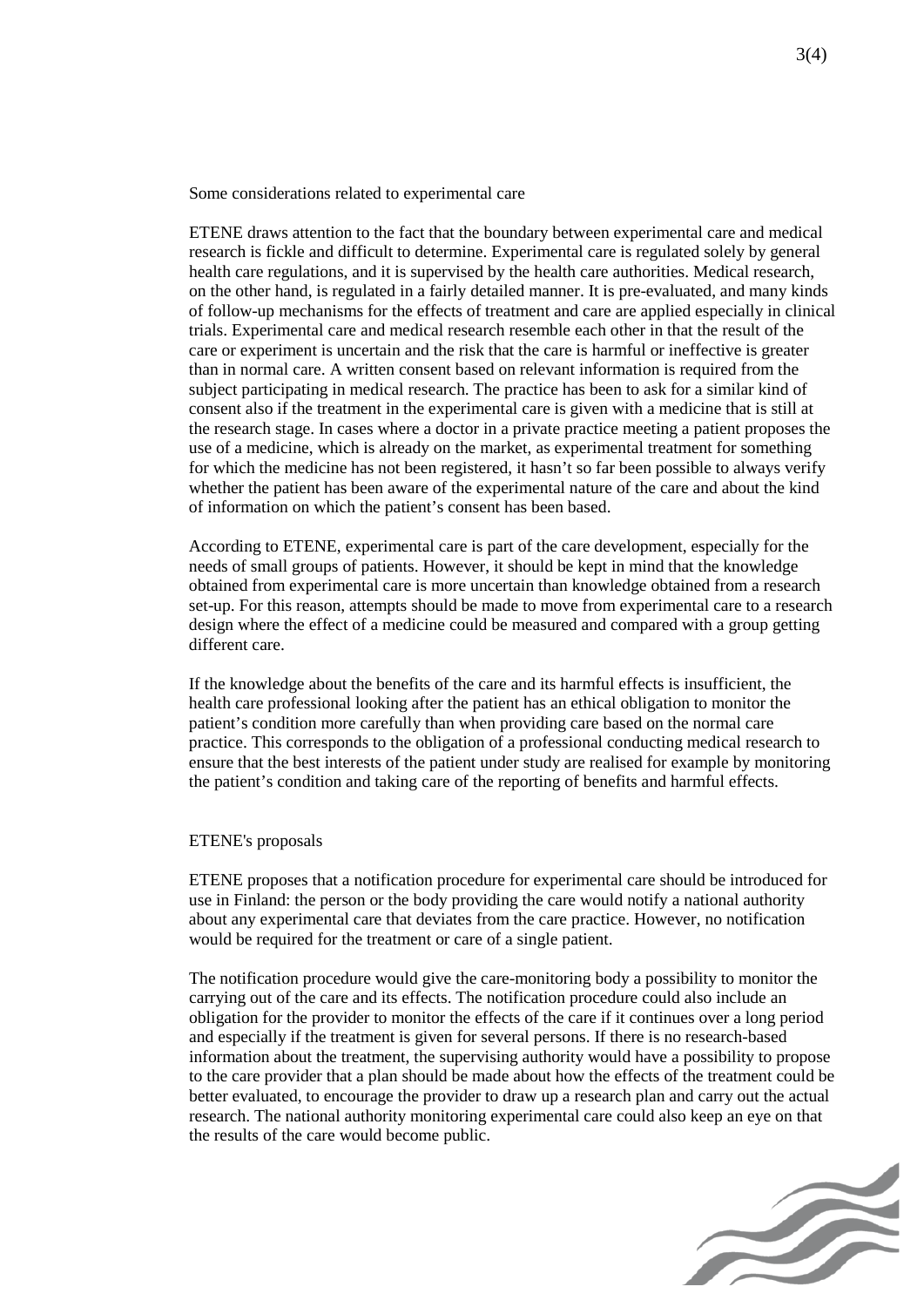## Some considerations related to experimental care

ETENE draws attention to the fact that the boundary between experimental care and medical research is fickle and difficult to determine. Experimental care is regulated solely by general health care regulations, and it is supervised by the health care authorities. Medical research, on the other hand, is regulated in a fairly detailed manner. It is pre-evaluated, and many kinds of follow-up mechanisms for the effects of treatment and care are applied especially in clinical trials. Experimental care and medical research resemble each other in that the result of the care or experiment is uncertain and the risk that the care is harmful or ineffective is greater than in normal care. A written consent based on relevant information is required from the subject participating in medical research. The practice has been to ask for a similar kind of consent also if the treatment in the experimental care is given with a medicine that is still at the research stage. In cases where a doctor in a private practice meeting a patient proposes the use of a medicine, which is already on the market, as experimental treatment for something for which the medicine has not been registered, it hasn't so far been possible to always verify whether the patient has been aware of the experimental nature of the care and about the kind of information on which the patient's consent has been based.

According to ETENE, experimental care is part of the care development, especially for the needs of small groups of patients. However, it should be kept in mind that the knowledge obtained from experimental care is more uncertain than knowledge obtained from a research set-up. For this reason, attempts should be made to move from experimental care to a research design where the effect of a medicine could be measured and compared with a group getting different care.

If the knowledge about the benefits of the care and its harmful effects is insufficient, the health care professional looking after the patient has an ethical obligation to monitor the patient's condition more carefully than when providing care based on the normal care practice. This corresponds to the obligation of a professional conducting medical research to ensure that the best interests of the patient under study are realised for example by monitoring the patient's condition and taking care of the reporting of benefits and harmful effects.

## ETENE's proposals

ETENE proposes that a notification procedure for experimental care should be introduced for use in Finland: the person or the body providing the care would notify a national authority about any experimental care that deviates from the care practice. However, no notification would be required for the treatment or care of a single patient.

The notification procedure would give the care-monitoring body a possibility to monitor the carrying out of the care and its effects. The notification procedure could also include an obligation for the provider to monitor the effects of the care if it continues over a long period and especially if the treatment is given for several persons. If there is no research-based information about the treatment, the supervising authority would have a possibility to propose to the care provider that a plan should be made about how the effects of the treatment could be better evaluated, to encourage the provider to draw up a research plan and carry out the actual research. The national authority monitoring experimental care could also keep an eye on that the results of the care would become public.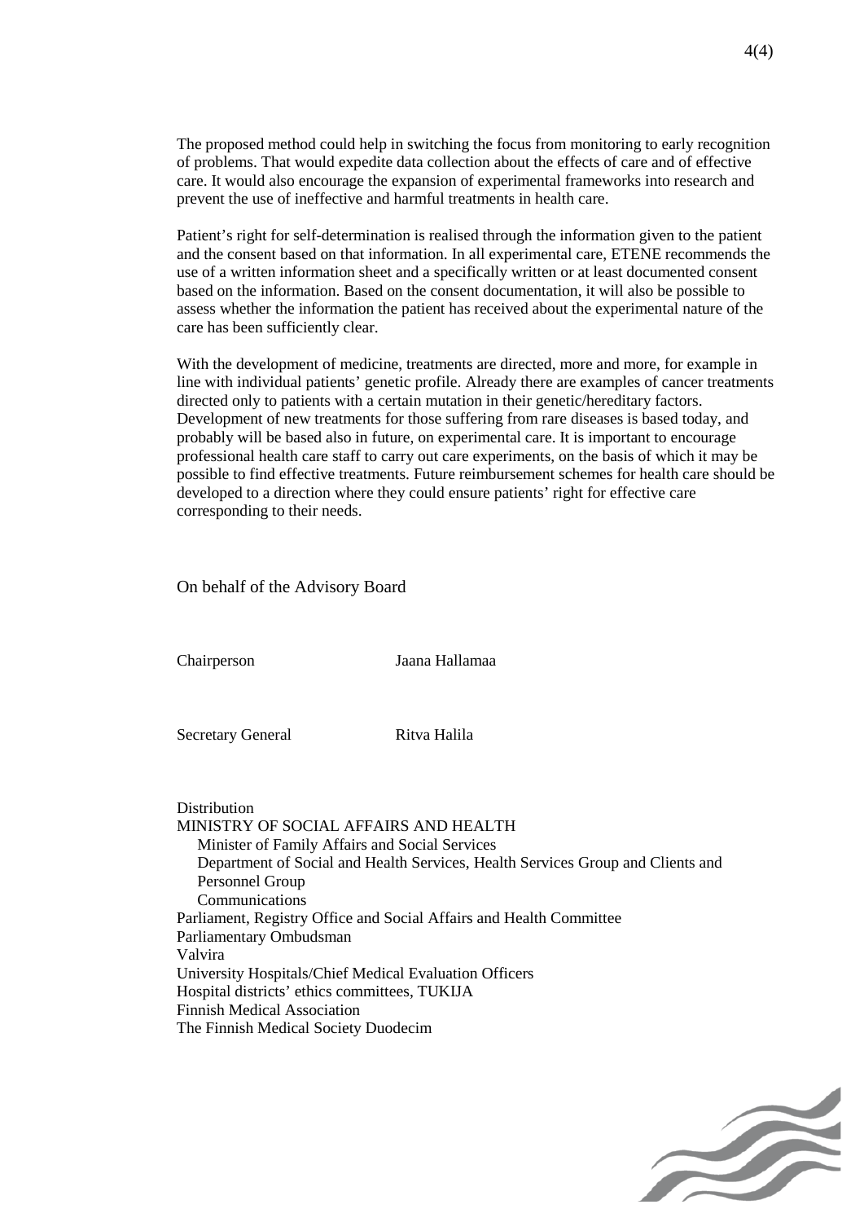The proposed method could help in switching the focus from monitoring to early recognition of problems. That would expedite data collection about the effects of care and of effective care. It would also encourage the expansion of experimental frameworks into research and prevent the use of ineffective and harmful treatments in health care.

Patient's right for self-determination is realised through the information given to the patient and the consent based on that information. In all experimental care, ETENE recommends the use of a written information sheet and a specifically written or at least documented consent based on the information. Based on the consent documentation, it will also be possible to assess whether the information the patient has received about the experimental nature of the care has been sufficiently clear.

With the development of medicine, treatments are directed, more and more, for example in line with individual patients' genetic profile. Already there are examples of cancer treatments directed only to patients with a certain mutation in their genetic/hereditary factors. Development of new treatments for those suffering from rare diseases is based today, and probably will be based also in future, on experimental care. It is important to encourage professional health care staff to carry out care experiments, on the basis of which it may be possible to find effective treatments. Future reimbursement schemes for health care should be developed to a direction where they could ensure patients' right for effective care corresponding to their needs.

On behalf of the Advisory Board

Chairperson Jaana Hallamaa

Secretary General Ritva Halila

Distribution

MINISTRY OF SOCIAL AFFAIRS AND HEALTH

- Minister of Family Affairs and Social Services
- Department of Social and Health Services, Health Services Group and Clients and Personnel Group
- Communications

Parliament, Registry Office and Social Affairs and Health Committee

Parliamentary Ombudsman

Valvira

University Hospitals/Chief Medical Evaluation Officers

Hospital districts' ethics committees, TUKIJA

Finnish Medical Association

The Finnish Medical Society Duodecim